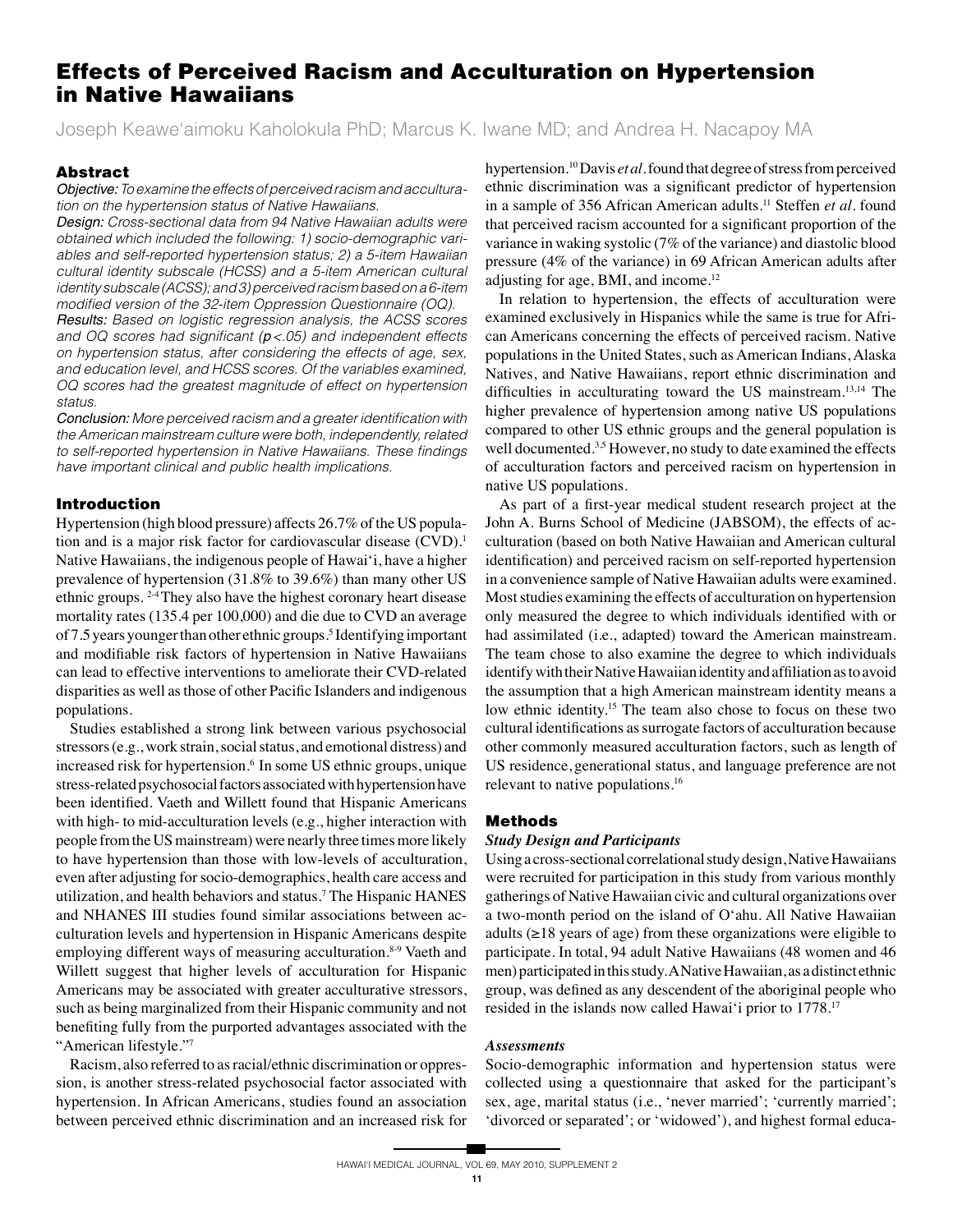# Effects of Perceived Racism and Acculturation on Hypertension in Native Hawaiians

Joseph Keawe'aimoku Kaholokula PhD; Marcus K. Iwane MD; and Andrea H. Nacapoy MA

## Abstract

*Objective: To examine the effects of perceived racism and acculturation on the hypertension status of Native Hawaiians.*

*Design: Cross-sectional data from 94 Native Hawaiian adults were obtained which included the following: 1) socio-demographic variables and self-reported hypertension status; 2) a 5-item Hawaiian cultural identity subscale (HCSS) and a 5-item American cultural identity subscale (ACSS); and 3) perceived racism based on a 6-item modified version of the 32-item Oppression Questionnaire (OQ).*

*Results: Based on logistic regression analysis, the ACSS scores and OQ scores had significant ($p < .05$) and independent effects on hypertension status, after considering the effects of age, sex, and education level, and HCSS scores. Of the variables examined, OQ scores had the greatest magnitude of effect on hypertension status.*

*Conclusion: More perceived racism and a greater identification with the American mainstream culture were both, independently, related to self-reported hypertension in Native Hawaiians. These findings have important clinical and public health implications.*

## Introduction

Hypertension (high blood pressure) affects 26.7% of the US population and is a major risk factor for cardiovascular disease (CVD).[1] Native Hawaiians, the indigenous people of Hawai'i, have a higher prevalence of hypertension (31.8% to 39.6%) than many other US ethnic groups.[2-4] They also have the highest coronary heart disease mortality rates (135.4 per 100,000) and die due to CVD an average of 7.5 years younger than other ethnic groups.[5] Identifying important and modifiable risk factors of hypertension in Native Hawaiians can lead to effective interventions to ameliorate their CVD-related disparities as well as those of other Pacific Islanders and indigenous populations.

Studies established a strong link between various psychosocial stressors (e.g., work strain, social status, and emotional distress) and increased risk for hypertension.[6] In some US ethnic groups, unique stress-related psychosocial factors associated with hypertension have been identified. Vaeth and Willett found that Hispanic Americans with high- to mid-acculturation levels (e.g., higher interaction with people from the US mainstream) were nearly three times more likely to have hypertension than those with low-levels of acculturation, even after adjusting for socio-demographics, health care access and utilization, and health behaviors and status.[7] The Hispanic HANES and NHANES III studies found similar associations between acculturation levels and hypertension in Hispanic Americans despite employing different ways of measuring acculturation.[8-9] Vaeth and Willett suggest that higher levels of acculturation for Hispanic Americans may be associated with greater acculturative stressors, such as being marginalized from their Hispanic community and not benefiting fully from the purported advantages associated with the "American lifestyle."[7]

Racism, also referred to as racial/ethnic discrimination or oppression, is another stress-related psychosocial factor associated with hypertension. In African Americans, studies found an association between perceived ethnic discrimination and an increased risk for hypertension.[10] Davis *et al.* found that degree of stress from perceived ethnic discrimination was a significant predictor of hypertension in a sample of 356 African American adults.[11] Steffen *et al.* found that perceived racism accounted for a significant proportion of the variance in waking systolic (7% of the variance) and diastolic blood pressure (4% of the variance) in 69 African American adults after adjusting for age, BMI, and income.[12]

In relation to hypertension, the effects of acculturation were examined exclusively in Hispanics while the same is true for African Americans concerning the effects of perceived racism. Native populations in the United States, such as American Indians, Alaska Natives, and Native Hawaiians, report ethnic discrimination and difficulties in acculturating toward the US mainstream.[13,14] The higher prevalence of hypertension among native US populations compared to other US ethnic groups and the general population is well documented.[3,5] However, no study to date examined the effects of acculturation factors and perceived racism on hypertension in native US populations.

As part of a first-year medical student research project at the John A. Burns School of Medicine (JABSOM), the effects of acculturation (based on both Native Hawaiian and American cultural identification) and perceived racism on self-reported hypertension in a convenience sample of Native Hawaiian adults were examined. Most studies examining the effects of acculturation on hypertension only measured the degree to which individuals identified with or had assimilated (i.e., adapted) toward the American mainstream. The team chose to also examine the degree to which individuals identify with their Native Hawaiian identity and affiliation as to avoid the assumption that a high American mainstream identity means a low ethnic identity.[15] The team also chose to focus on these two cultural identifications as surrogate factors of acculturation because other commonly measured acculturation factors, such as length of US residence, generational status, and language preference are not relevant to native populations.[16]

## Methods

### *Study Design and Participants*

Using a cross-sectional correlational study design, Native Hawaiians were recruited for participation in this study from various monthly gatherings of Native Hawaiian civic and cultural organizations over a two-month period on the island of O'ahu. All Native Hawaiian adults (≥18 years of age) from these organizations were eligible to participate. In total, 94 adult Native Hawaiians (48 women and 46 men) participated in this study. A Native Hawaiian, as a distinct ethnic group, was defined as any descendent of the aboriginal people who resided in the islands now called Hawai'i prior to 1778.[17]

### *Assessments*

Socio-demographic information and hypertension status were collected using a questionnaire that asked for the participant's sex, age, marital status (i.e., 'never married'; 'currently married'; 'divorced or separated'; or 'widowed'), and highest formal educa-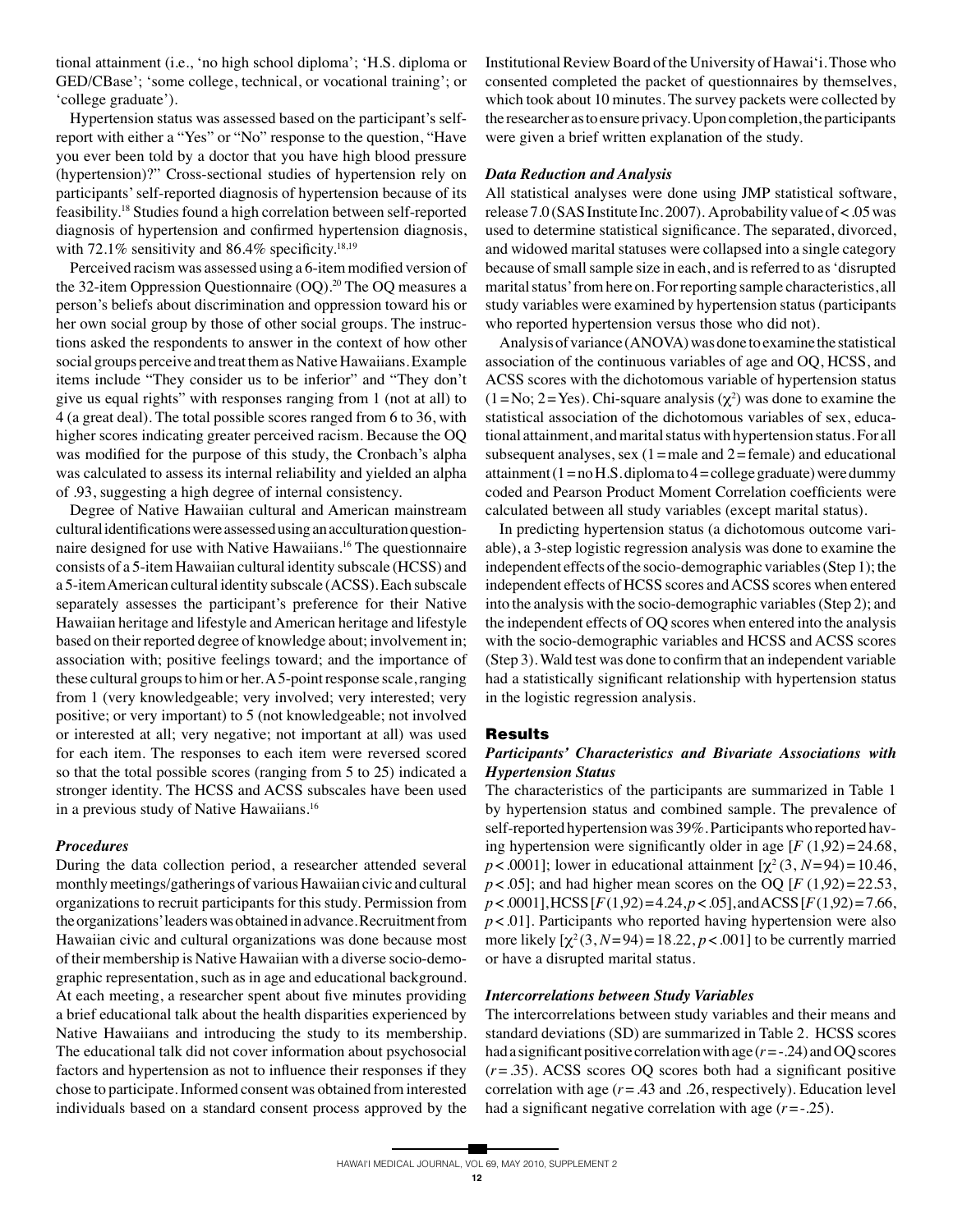tional attainment (i.e., 'no high school diploma'; 'H.S. diploma or GED/CBase'; 'some college, technical, or vocational training'; or 'college graduate').

Hypertension status was assessed based on the participant's self-report with either a "Yes" or "No" response to the question, "Have you ever been told by a doctor that you have high blood pressure (hypertension)?" Cross-sectional studies of hypertension rely on participants' self-reported diagnosis of hypertension because of its feasibility.[18] Studies found a high correlation between self-reported diagnosis of hypertension and confirmed hypertension diagnosis, with 72.1% sensitivity and 86.4% specificity.[18,19]

Perceived racism was assessed using a 6-item modified version of the 32-item Oppression Questionnaire (OQ).[20] The OQ measures a person's beliefs about discrimination and oppression toward his or her own social group by those of other social groups. The instructions asked the respondents to answer in the context of how other social groups perceive and treat them as Native Hawaiians. Example items include "They consider us to be inferior" and "They don't give us equal rights" with responses ranging from 1 (not at all) to 4 (a great deal). The total possible scores ranged from 6 to 36, with higher scores indicating greater perceived racism. Because the OQ was modified for the purpose of this study, the Cronbach's alpha was calculated to assess its internal reliability and yielded an alpha of .93, suggesting a high degree of internal consistency.

Degree of Native Hawaiian cultural and American mainstream cultural identifications were assessed using an acculturation questionnaire designed for use with Native Hawaiians.[16] The questionnaire consists of a 5-item Hawaiian cultural identity subscale (HCSS) and a 5-item American cultural identity subscale (ACSS). Each subscale separately assesses the participant's preference for their Native Hawaiian heritage and lifestyle and American heritage and lifestyle based on their reported degree of knowledge about; involvement in; association with; positive feelings toward; and the importance of these cultural groups to him or her. A 5-point response scale, ranging from 1 (very knowledgeable; very involved; very interested; very positive; or very important) to 5 (not knowledgeable; not involved or interested at all; very negative; not important at all) was used for each item. The responses to each item were reversed scored so that the total possible scores (ranging from 5 to 25) indicated a stronger identity. The HCSS and ACSS subscales have been used in a previous study of Native Hawaiians.[16]

### *Procedures*

During the data collection period, a researcher attended several monthly meetings/gatherings of various Hawaiian civic and cultural organizations to recruit participants for this study. Permission from the organizations' leaders was obtained in advance. Recruitment from Hawaiian civic and cultural organizations was done because most of their membership is Native Hawaiian with a diverse socio-demographic representation, such as in age and educational background. At each meeting, a researcher spent about five minutes providing a brief educational talk about the health disparities experienced by Native Hawaiians and introducing the study to its membership. The educational talk did not cover information about psychosocial factors and hypertension as not to influence their responses if they chose to participate. Informed consent was obtained from interested individuals based on a standard consent process approved by the Institutional Review Board of the University of Hawai'i. Those who consented completed the packet of questionnaires by themselves, which took about 10 minutes. The survey packets were collected by the researcher as to ensure privacy. Upon completion, the participants were given a brief written explanation of the study.

### *Data Reduction and Analysis*

All statistical analyses were done using JMP statistical software, release 7.0 (SAS Institute Inc. 2007). A probability value of $< .05$ was used to determine statistical significance. The separated, divorced, and widowed marital statuses were collapsed into a single category because of small sample size in each, and is referred to as 'disrupted marital status' from here on. For reporting sample characteristics, all study variables were examined by hypertension status (participants who reported hypertension versus those who did not).

Analysis of variance (ANOVA) was done to examine the statistical association of the continuous variables of age and OQ, HCSS, and ACSS scores with the dichotomous variable of hypertension status (1 = No; 2 = Yes). Chi-square analysis ($\chi^2$) was done to examine the statistical association of the dichotomous variables of sex, educational attainment, and marital status with hypertension status. For all subsequent analyses, sex (1 = male and 2 = female) and educational attainment (1 = no H.S. diploma to 4 = college graduate) were dummy coded and Pearson Product Moment Correlation coefficients were calculated between all study variables (except marital status).

In predicting hypertension status (a dichotomous outcome variable), a 3-step logistic regression analysis was done to examine the independent effects of the socio-demographic variables (Step 1); the independent effects of HCSS scores and ACSS scores when entered into the analysis with the socio-demographic variables (Step 2); and the independent effects of OQ scores when entered into the analysis with the socio-demographic variables and HCSS and ACSS scores (Step 3). Wald test was done to confirm that an independent variable had a statistically significant relationship with hypertension status in the logistic regression analysis.

## Results

### *Participants' Characteristics and Bivariate Associations with Hypertension Status*

The characteristics of the participants are summarized in Table 1 by hypertension status and combined sample. The prevalence of self-reported hypertension was 39%. Participants who reported having hypertension were significantly older in age [$F$ (1,92) = 24.68, $p < .0001$]; lower in educational attainment [$\chi^2$ (3, $N$ = 94) = 10.46, $p < .05$]; and had higher mean scores on the OQ [$F$ (1,92) = 22.53, $p < .0001$], HCSS [$F$ (1,92) = 4.24, $p < .05$], and ACSS [$F$ (1,92) = 7.66, $p < .01$]. Participants who reported having hypertension were also more likely [$\chi^2$ (3, $N$ = 94) = 18.22, $p < .001$] to be currently married or have a disrupted marital status.

### *Intercorrelations between Study Variables*

The intercorrelations between study variables and their means and standard deviations (SD) are summarized in Table 2. HCSS scores had a significant positive correlation with age ($r$ = -.24) and OQ scores ($r$ = .35). ACSS scores OQ scores both had a significant positive correlation with age ($r$ = .43 and .26, respectively). Education level had a significant negative correlation with age ($r$ = -.25).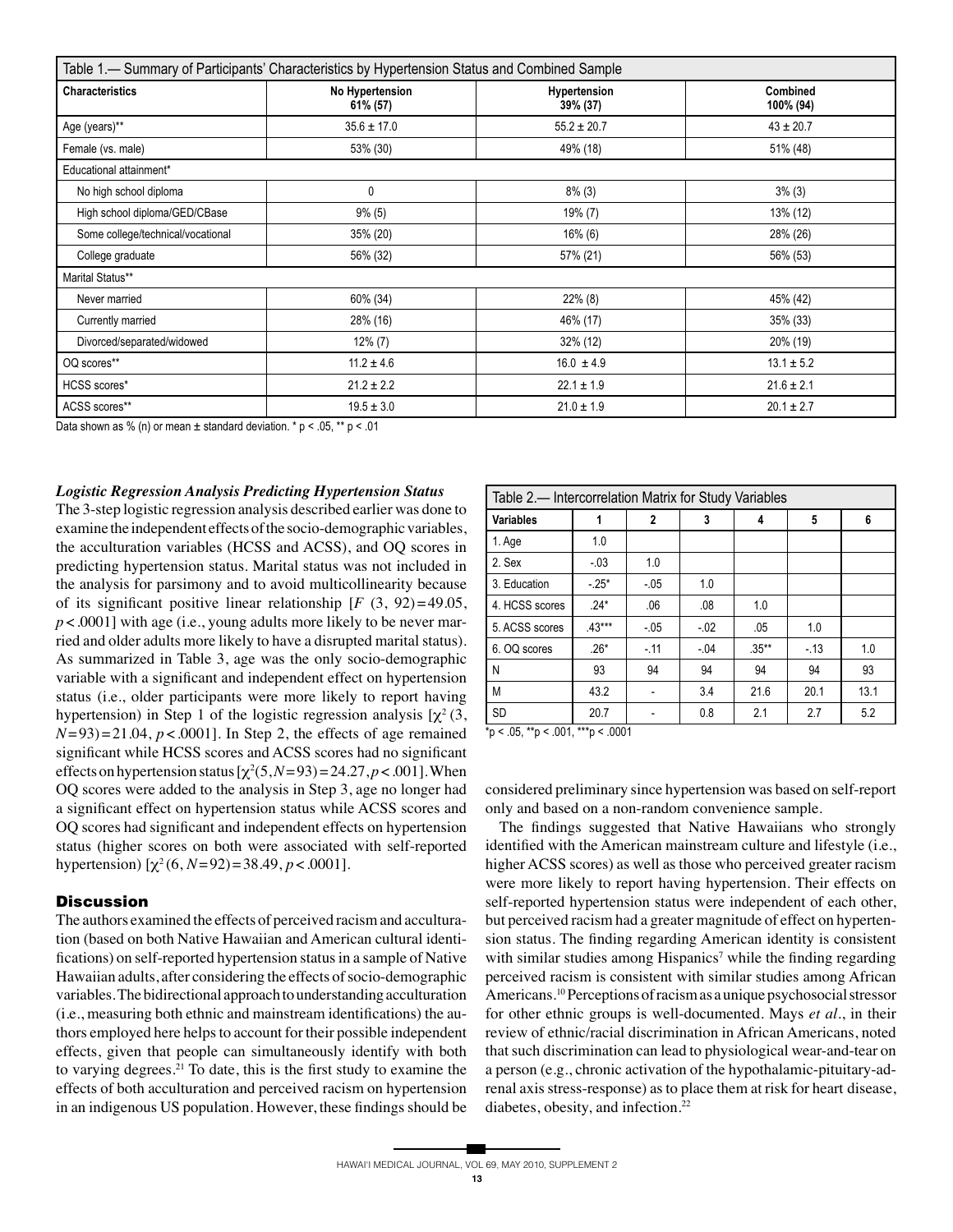| Table 1.— Summary of Participants' Characteristics by Hypertension Status and Combined Sample | | | |
|---|---|---|---|
| **Characteristics** | **No Hypertension 61% (57)** | **Hypertension 39% (37)** | **Combined 100% (94)** |
| Age (years)** | 35.6 ± 17.0 | 55.2 ± 20.7 | 43 ± 20.7 |
| Female (vs. male) | 53% (30) | 49% (18) | 51% (48) |
| Educational attainment* | | | |
| No high school diploma | 0 | 8% (3) | 3% (3) |
| High school diploma/GED/CBase | 9% (5) | 19% (7) | 13% (12) |
| Some college/technical/vocational | 35% (20) | 16% (6) | 28% (26) |
| College graduate | 56% (32) | 57% (21) | 56% (53) |
| Marital Status** | | | |
| Never married | 60% (34) | 22% (8) | 45% (42) |
| Currently married | 28% (16) | 46% (17) | 35% (33) |
| Divorced/separated/widowed | 12% (7) | 32% (12) | 20% (19) |
| OQ scores** | 11.2 ± 4.6 | 16.0 ± 4.9 | 13.1 ± 5.2 |
| HCSS scores* | 21.2 ± 2.2 | 22.1 ± 1.9 | 21.6 ± 2.1 |
| ACSS scores** | 19.5 ± 3.0 | 21.0 ± 1.9 | 20.1 ± 2.7 |

Data shown as % (n) or mean ± standard deviation. * p < .05, ** p < .01

### *Logistic Regression Analysis Predicting Hypertension Status*

The 3-step logistic regression analysis described earlier was done to examine the independent effects of the socio-demographic variables, the acculturation variables (HCSS and ACSS), and OQ scores in predicting hypertension status. Marital status was not included in the analysis for parsimony and to avoid multicollinearity because of its significant positive linear relationship [$F$ (3, 92) = 49.05, $p < .0001$] with age (i.e., young adults more likely to be never married and older adults more likely to have a disrupted marital status). As summarized in Table 3, age was the only socio-demographic variable with a significant and independent effect on hypertension status (i.e., older participants were more likely to report having hypertension) in Step 1 of the logistic regression analysis [$\chi^2$ (3, $N$ = 93) = 21.04, $p < .0001$]. In Step 2, the effects of age remained significant while HCSS scores and ACSS scores had no significant effects on hypertension status [$\chi^2$(5, $N$ = 93) = 24.27, $p < .001$]. When OQ scores were added to the analysis in Step 3, age no longer had a significant effect on hypertension status while ACSS scores and OQ scores had significant and independent effects on hypertension status (higher scores on both were associated with self-reported hypertension) [$\chi^2$ (6, $N$ = 92) = 38.49, $p < .0001$].

## Discussion

The authors examined the effects of perceived racism and acculturation (based on both Native Hawaiian and American cultural identifications) on self-reported hypertension status in a sample of Native Hawaiian adults, after considering the effects of socio-demographic variables. The bidirectional approach to understanding acculturation (i.e., measuring both ethnic and mainstream identifications) the authors employed here helps to account for their possible independent effects, given that people can simultaneously identify with both to varying degrees.[21] To date, this is the first study to examine the effects of both acculturation and perceived racism on hypertension in an indigenous US population. However, these findings should be considered preliminary since hypertension was based on self-report only and based on a non-random convenience sample.

| Table 2.— Intercorrelation Matrix for Study Variables | | | | | | |
|---|---|---|---|---|---|---|
| **Variables** | **1** | **2** | **3** | **4** | **5** | **6** |
| 1. Age | 1.0 | | | | | |
| 2. Sex | -.03 | 1.0 | | | | |
| 3. Education | -.25* | -.05 | 1.0 | | | |
| 4. HCSS scores | .24* | .06 | .08 | 1.0 | | |
| 5. ACSS scores | .43*** | -.05 | -.02 | .05 | 1.0 | |
| 6. OQ scores | .26* | -.11 | -.04 | .35** | -.13 | 1.0 |
| N | 93 | 94 | 94 | 94 | 94 | 93 |
| M | 43.2 | - | 3.4 | 21.6 | 20.1 | 13.1 |
| SD | 20.7 | - | 0.8 | 2.1 | 2.7 | 5.2 |

*p < .05, **p < .001, ***p < .0001

The findings suggested that Native Hawaiians who strongly identified with the American mainstream culture and lifestyle (i.e., higher ACSS scores) as well as those who perceived greater racism were more likely to report having hypertension. Their effects on self-reported hypertension status were independent of each other, but perceived racism had a greater magnitude of effect on hypertension status. The finding regarding American identity is consistent with similar studies among Hispanics[7] while the finding regarding perceived racism is consistent with similar studies among African Americans.[10] Perceptions of racism as a unique psychosocial stressor for other ethnic groups is well-documented. Mays *et al*., in their review of ethnic/racial discrimination in African Americans, noted that such discrimination can lead to physiological wear-and-tear on a person (e.g., chronic activation of the hypothalamic-pituitary-adrenal axis stress-response) as to place them at risk for heart disease, diabetes, obesity, and infection.[22]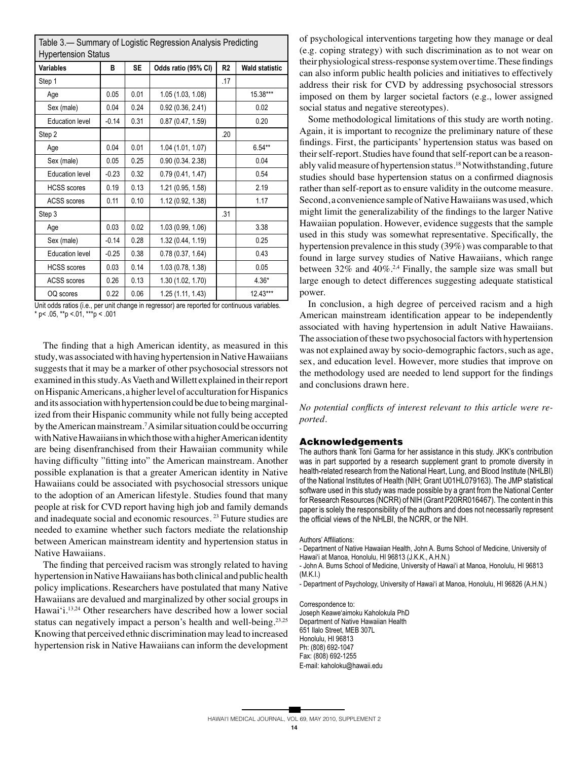Table 3.— Summary of Logistic Regression Analysis Predicting Hypertension Status

| Variables | B | SE | Odds ratio (95% CI) | R2 | Wald statistic |
|---|---|---|---|---|---|
| Step 1 | | | | .17 | |
| Age | 0.05 | 0.01 | 1.05 (1.03, 1.08) | | 15.38*** |
| Sex (male) | 0.04 | 0.24 | 0.92 (0.36, 2.41) | | 0.02 |
| Education level | -0.14 | 0.31 | 0.87 (0.47, 1.59) | | 0.20 |
| Step 2 | | | | .20 | |
| Age | 0.04 | 0.01 | 1.04 (1.01, 1.07) | | 6.54** |
| Sex (male) | 0.05 | 0.25 | 0.90 (0.34. 2.38) | | 0.04 |
| Education level | -0.23 | 0.32 | 0.79 (0.41, 1.47) | | 0.54 |
| HCSS scores | 0.19 | 0.13 | 1.21 (0.95, 1.58) | | 2.19 |
| ACSS scores | 0.11 | 0.10 | 1.12 (0.92, 1.38) | | 1.17 |
| Step 3 | | | | .31 | |
| Age | 0.03 | 0.02 | 1.03 (0.99, 1.06) | | 3.38 |
| Sex (male) | -0.14 | 0.28 | 1.32 (0.44, 1.19) | | 0.25 |
| Education level | -0.25 | 0.38 | 0.78 (0.37, 1.64) | | 0.43 |
| HCSS scores | 0.03 | 0.14 | 1.03 (0.78, 1.38) | | 0.05 |
| ACSS scores | 0.26 | 0.13 | 1.30 (1.02, 1.70) | | 4.36* |
| OQ scores | 0.22 | 0.06 | 1.25 (1.11, 1.43) | | 12.43*** |

Unit odds ratios (i.e., per unit change in regressor) are reported for continuous variables.
* $p < .05$, ** $p < .01$, *** $p < .001$

The finding that a high American identity, as measured in this study, was associated with having hypertension in Native Hawaiians suggests that it may be a marker of other psychosocial stressors not examined in this study. As Vaeth and Willett explained in their report on Hispanic Americans, a higher level of acculturation for Hispanics and its association with hypertension could be due to being marginalized from their Hispanic community while not fully being accepted by the American mainstream.[7] A similar situation could be occurring with Native Hawaiians in which those with a higher American identity are being disenfranchised from their Hawaiian community while having difficulty "fitting into" the American mainstream. Another possible explanation is that a greater American identity in Native Hawaiians could be associated with psychosocial stressors unique to the adoption of an American lifestyle. Studies found that many people at risk for CVD report having high job and family demands and inadequate social and economic resources.[23] Future studies are needed to examine whether such factors mediate the relationship between American mainstream identity and hypertension status in Native Hawaiians.

The finding that perceived racism was strongly related to having hypertension in Native Hawaiians has both clinical and public health policy implications. Researchers have postulated that many Native Hawaiians are devalued and marginalized by other social groups in Hawai'i.[13,24] Other researchers have described how a lower social status can negatively impact a person's health and well-being.[23,25] Knowing that perceived ethnic discrimination may lead to increased hypertension risk in Native Hawaiians can inform the development of psychological interventions targeting how they manage or deal (e.g. coping strategy) with such discrimination as to not wear on their physiological stress-response system over time. These findings can also inform public health policies and initiatives to effectively address their risk for CVD by addressing psychosocial stressors imposed on them by larger societal factors (e.g., lower assigned social status and negative stereotypes).

Some methodological limitations of this study are worth noting. Again, it is important to recognize the preliminary nature of these findings. First, the participants' hypertension status was based on their self-report. Studies have found that self-report can be a reasonably valid measure of hypertension status.[18] Notwithstanding, future studies should base hypertension status on a confirmed diagnosis rather than self-report as to ensure validity in the outcome measure. Second, a convenience sample of Native Hawaiians was used, which might limit the generalizability of the findings to the larger Native Hawaiian population. However, evidence suggests that the sample used in this study was somewhat representative. Specifically, the hypertension prevalence in this study (39%) was comparable to that found in large survey studies of Native Hawaiians, which range between 32% and 40%.[2,4] Finally, the sample size was small but large enough to detect differences suggesting adequate statistical power.

In conclusion, a high degree of perceived racism and a high American mainstream identification appear to be independently associated with having hypertension in adult Native Hawaiians. The association of these two psychosocial factors with hypertension was not explained away by socio-demographic factors, such as age, sex, and education level. However, more studies that improve on the methodology used are needed to lend support for the findings and conclusions drawn here.

*No potential conflicts of interest relevant to this article were reported.*

## Acknowledgements

The authors thank Toni Garma for her assistance in this study. JKK's contribution was in part supported by a research supplement grant to promote diversity in health-related research from the National Heart, Lung, and Blood Institute (NHLBI) of the National Institutes of Health (NIH; Grant U01HL079163). The JMP statistical software used in this study was made possible by a grant from the National Center for Research Resources (NCRR) of NIH (Grant P20RR016467). The content in this paper is solely the responsibility of the authors and does not necessarily represent the official views of the NHLBI, the NCRR, or the NIH.

Authors' Affiliations:
- Department of Native Hawaiian Health, John A. Burns School of Medicine, University of Hawai'i at Manoa, Honolulu, HI 96813 (J.K.K., A.H.N.)
- John A. Burns School of Medicine, University of Hawai'i at Manoa, Honolulu, HI 96813 (M.K.I.)
- Department of Psychology, University of Hawai'i at Manoa, Honolulu, HI 96826 (A.H.N.)

Correspondence to:
Joseph Keawe'aimoku Kaholokula PhD
Department of Native Hawaiian Health
651 Ilalo Street, MEB 307L
Honolulu, HI 96813
Ph: (808) 692-1047
Fax: (808) 692-1255
E-mail: kaholoku@hawaii.edu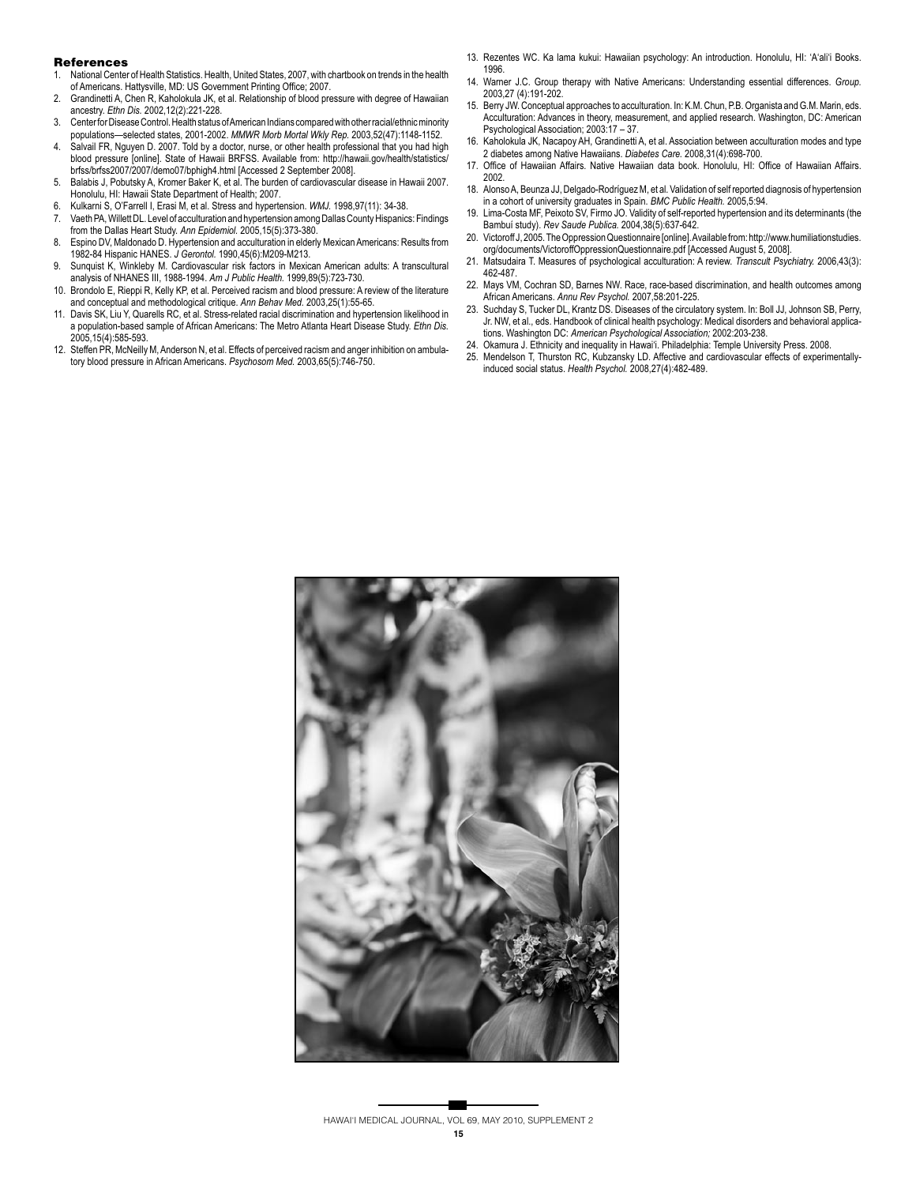## References

1. National Center of Health Statistics. Health, United States, 2007, with chartbook on trends in the health of Americans. Hattysville, MD: US Government Printing Office; 2007.
2. Grandinetti A, Chen R, Kaholokula JK, et al. Relationship of blood pressure with degree of Hawaiian ancestry. *Ethn Dis.* 2002,12(2):221-228.
3. Center for Disease Control. Health status of American Indians compared with other racial/ethnic minority populations—selected states, 2001-2002. *MMWR Morb Mortal Wkly Rep.* 2003,52(47):1148-1152.
4. Salvail FR, Nguyen D. 2007. Told by a doctor, nurse, or other health professional that you had high blood pressure [online]. State of Hawaii BRFSS. Available from: http://hawaii.gov/health/statistics/brfss/brfss2007/2007/demo07/bphigh4.html [Accessed 2 September 2008].
5. Balabis J, Pobutsky A, Kromer Baker K, et al. The burden of cardiovascular disease in Hawaii 2007. Honolulu, HI: Hawaii State Department of Health; 2007.
6. Kulkarni S, O'Farrell I, Erasi M, et al. Stress and hypertension. *WMJ.* 1998,97(11): 34-38.
7. Vaeth PA, Willett DL. Level of acculturation and hypertension among Dallas County Hispanics: Findings from the Dallas Heart Study. *Ann Epidemiol.* 2005,15(5):373-380.
8. Espino DV, Maldonado D. Hypertension and acculturation in elderly Mexican Americans: Results from 1982-84 Hispanic HANES. *J Gerontol.* 1990,45(6):M209-M213.
9. Sunquist K, Winkleby M. Cardiovascular risk factors in Mexican American adults: A transcultural analysis of NHANES III, 1988-1994. *Am J Public Health.* 1999,89(5):723-730.
10. Brondolo E, Rieppi R, Kelly KP, et al. Perceived racism and blood pressure: A review of the literature and conceptual and methodological critique. *Ann Behav Med.* 2003,25(1):55-65.
11. Davis SK, Liu Y, Quarells RC, et al. Stress-related racial discrimination and hypertension likelihood in a population-based sample of African Americans: The Metro Atlanta Heart Disease Study. *Ethn Dis.* 2005,15(4):585-593.
12. Steffen PR, McNeilly M, Anderson N, et al. Effects of perceived racism and anger inhibition on ambulatory blood pressure in African Americans. *Psychosom Med.* 2003,65(5):746-750.
13. Rezentes WC. Ka lama kukui: Hawaiian psychology: An introduction. Honolulu, HI: 'A'ali'i Books. 1996.
14. Warner J.C. Group therapy with Native Americans: Understanding essential differences. *Group.* 2003,27 (4):191-202.
15. Berry JW. Conceptual approaches to acculturation. In: K.M. Chun, P.B. Organista and G.M. Marin, eds. Acculturation: Advances in theory, measurement, and applied research. Washington, DC: American Psychological Association; 2003:17 – 37.
16. Kaholokula JK, Nacapoy AH, Grandinetti A, et al. Association between acculturation modes and type 2 diabetes among Native Hawaiians. *Diabetes Care.* 2008,31(4):698-700.
17. Office of Hawaiian Affairs. Native Hawaiian data book. Honolulu, HI: Office of Hawaiian Affairs. 2002.
18. Alonso A, Beunza JJ, Delgado-Rodríguez M, et al. Validation of self reported diagnosis of hypertension in a cohort of university graduates in Spain. *BMC Public Health.* 2005,5:94.
19. Lima-Costa MF, Peixoto SV, Firmo JO. Validity of self-reported hypertension and its determinants (the Bambuí study). *Rev Saude Publica.* 2004,38(5):637-642.
20. Victoroff J, 2005. The Oppression Questionnaire [online]. Available from: http://www.humiliationstudies.org/documents/VictoroffOppressionQuestionnaire.pdf [Accessed August 5, 2008].
21. Matsudaira T. Measures of psychological acculturation: A review. *Transcult Psychiatry.* 2006,43(3): 462-487.
22. Mays VM, Cochran SD, Barnes NW. Race, race-based discrimination, and health outcomes among African Americans. *Annu Rev Psychol.* 2007,58:201-225.
23. Suchday S, Tucker DL, Krantz DS. Diseases of the circulatory system. In: Boll JJ, Johnson SB, Perry, Jr. NW, et al., eds. Handbook of clinical health psychology: Medical disorders and behavioral applications. Washington DC: *American Psychological Association;* 2002:203-238.
24. Okamura J. Ethnicity and inequality in Hawai'i. Philadelphia: Temple University Press. 2008.
25. Mendelson T, Thurston RC, Kubzansky LD. Affective and cardiovascular effects of experimentally-induced social status. *Health Psychol.* 2008,27(4):482-489.